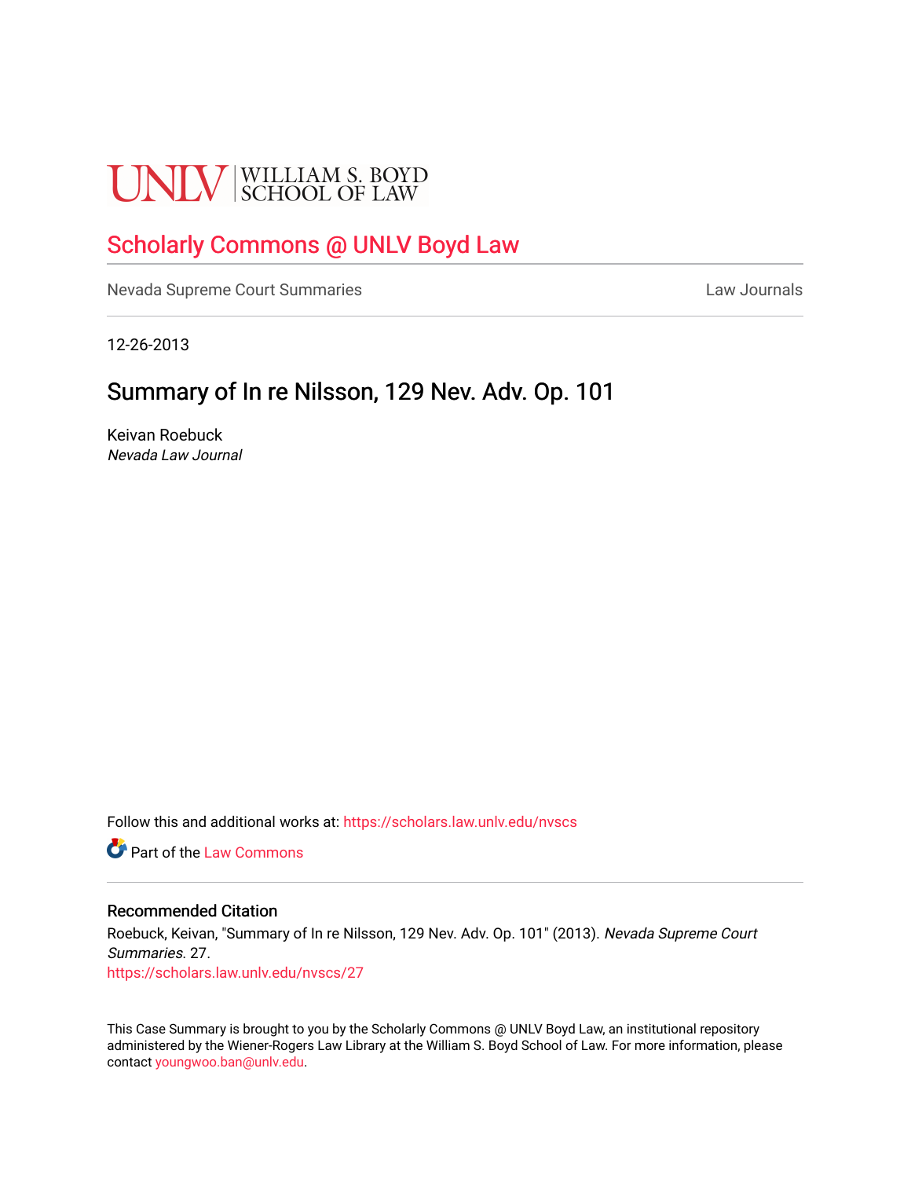UNLV | WILLIAM S. BOYD SCHOOL OF LAW

## Scholarly Commons @ UNLV Boyd Law

Nevada Supreme Court Summaries

Law Journals

12-26-2013

# Summary of In re Nilsson, 129 Nev. Adv. Op. 101

Keivan Roebuck
*Nevada Law Journal*

Follow this and additional works at: https://scholars.law.unlv.edu/nvscs

Part of the Law Commons

### Recommended Citation

Roebuck, Keivan, "Summary of In re Nilsson, 129 Nev. Adv. Op. 101" (2013). *Nevada Supreme Court Summaries*. 27.
https://scholars.law.unlv.edu/nvscs/27

This Case Summary is brought to you by the Scholarly Commons @ UNLV Boyd Law, an institutional repository administered by the Wiener-Rogers Law Library at the William S. Boyd School of Law. For more information, please contact youngwoo.ban@unlv.edu.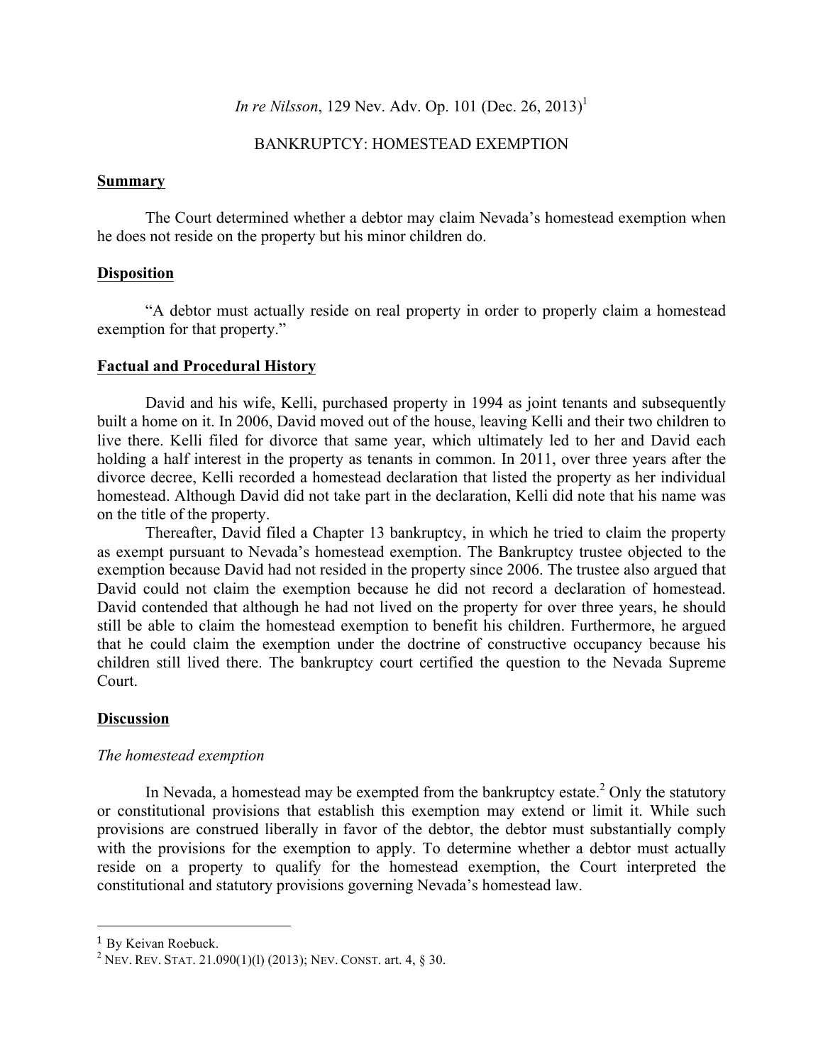*In re Nilsson*, 129 Nev. Adv. Op. 101 (Dec. 26, 2013)[1]

BANKRUPTCY: HOMESTEAD EXEMPTION

**Summary**

The Court determined whether a debtor may claim Nevada's homestead exemption when he does not reside on the property but his minor children do.

**Disposition**

"A debtor must actually reside on real property in order to properly claim a homestead exemption for that property."

**Factual and Procedural History**

David and his wife, Kelli, purchased property in 1994 as joint tenants and subsequently built a home on it. In 2006, David moved out of the house, leaving Kelli and their two children to live there. Kelli filed for divorce that same year, which ultimately led to her and David each holding a half interest in the property as tenants in common. In 2011, over three years after the divorce decree, Kelli recorded a homestead declaration that listed the property as her individual homestead. Although David did not take part in the declaration, Kelli did note that his name was on the title of the property.

Thereafter, David filed a Chapter 13 bankruptcy, in which he tried to claim the property as exempt pursuant to Nevada's homestead exemption. The Bankruptcy trustee objected to the exemption because David had not resided in the property since 2006. The trustee also argued that David could not claim the exemption because he did not record a declaration of homestead. David contended that although he had not lived on the property for over three years, he should still be able to claim the homestead exemption to benefit his children. Furthermore, he argued that he could claim the exemption under the doctrine of constructive occupancy because his children still lived there. The bankruptcy court certified the question to the Nevada Supreme Court.

**Discussion**

*The homestead exemption*

In Nevada, a homestead may be exempted from the bankruptcy estate.[2] Only the statutory or constitutional provisions that establish this exemption may extend or limit it. While such provisions are construed liberally in favor of the debtor, the debtor must substantially comply with the provisions for the exemption to apply. To determine whether a debtor must actually reside on a property to qualify for the homestead exemption, the Court interpreted the constitutional and statutory provisions governing Nevada's homestead law.

---

[1] By Keivan Roebuck.

[2] NEV. REV. STAT. 21.090(1)(l) (2013); NEV. CONST. art. 4, § 30.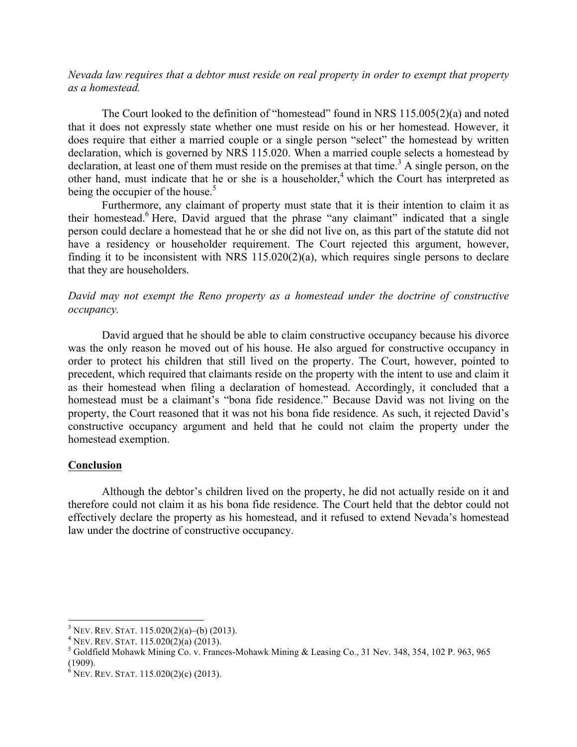*Nevada law requires that a debtor must reside on real property in order to exempt that property as a homestead.*

The Court looked to the definition of "homestead" found in NRS 115.005(2)(a) and noted that it does not expressly state whether one must reside on his or her homestead. However, it does require that either a married couple or a single person "select" the homestead by written declaration, which is governed by NRS 115.020. When a married couple selects a homestead by declaration, at least one of them must reside on the premises at that time.[3] A single person, on the other hand, must indicate that he or she is a householder,[4] which the Court has interpreted as being the occupier of the house.[5]

Furthermore, any claimant of property must state that it is their intention to claim it as their homestead.[6] Here, David argued that the phrase "any claimant" indicated that a single person could declare a homestead that he or she did not live on, as this part of the statute did not have a residency or householder requirement. The Court rejected this argument, however, finding it to be inconsistent with NRS 115.020(2)(a), which requires single persons to declare that they are householders.

*David may not exempt the Reno property as a homestead under the doctrine of constructive occupancy.*

David argued that he should be able to claim constructive occupancy because his divorce was the only reason he moved out of his house. He also argued for constructive occupancy in order to protect his children that still lived on the property. The Court, however, pointed to precedent, which required that claimants reside on the property with the intent to use and claim it as their homestead when filing a declaration of homestead. Accordingly, it concluded that a homestead must be a claimant's "bona fide residence." Because David was not living on the property, the Court reasoned that it was not his bona fide residence. As such, it rejected David's constructive occupancy argument and held that he could not claim the property under the homestead exemption.

## Conclusion

Although the debtor's children lived on the property, he did not actually reside on it and therefore could not claim it as his bona fide residence. The Court held that the debtor could not effectively declare the property as his homestead, and it refused to extend Nevada's homestead law under the doctrine of constructive occupancy.

---

[3] NEV. REV. STAT. 115.020(2)(a)–(b) (2013).

[4] NEV. REV. STAT. 115.020(2)(a) (2013).

[5] Goldfield Mohawk Mining Co. v. Frances-Mohawk Mining & Leasing Co., 31 Nev. 348, 354, 102 P. 963, 965 (1909).

[6] NEV. REV. STAT. 115.020(2)(c) (2013).